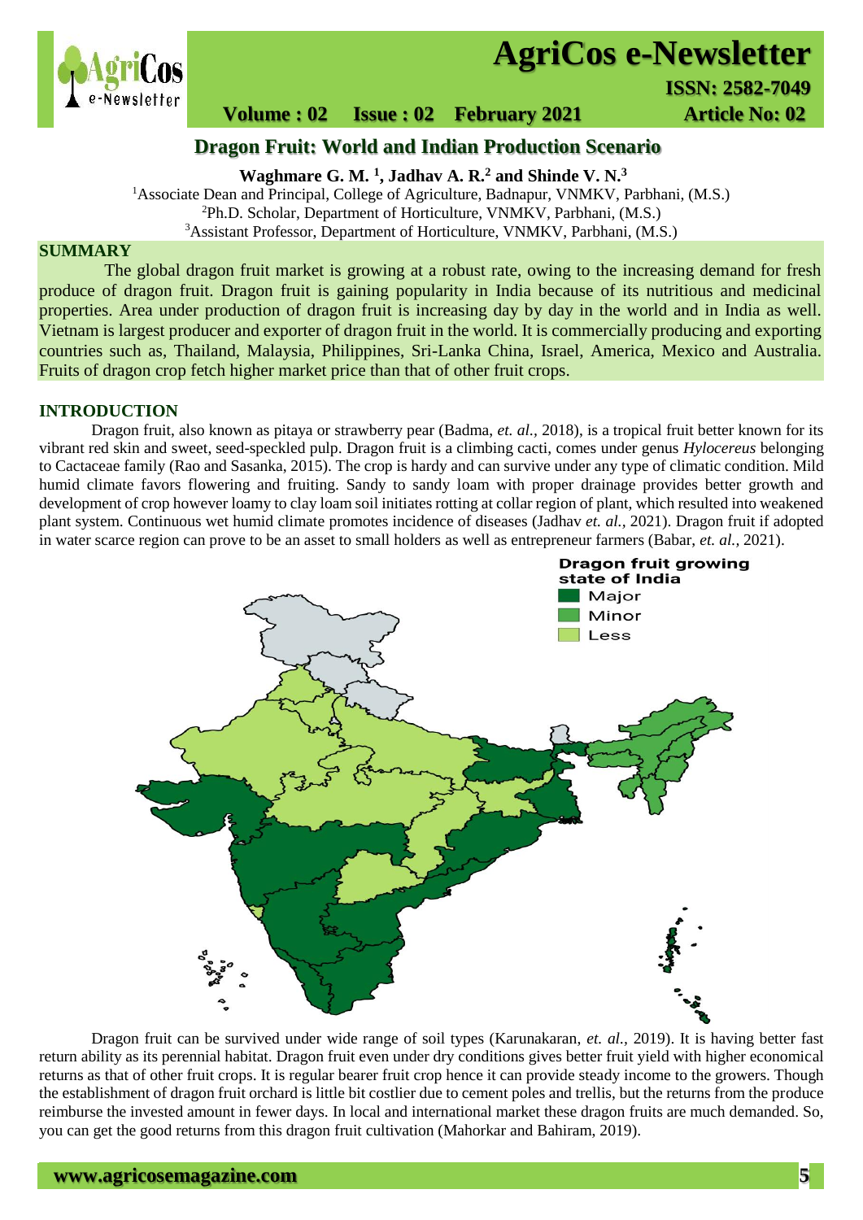# Dragon Fruit: World and Indian Production Scenario

**Waghmare G. M. [1], Jadhav A. R.[2] and Shinde V. N.[3]**

[1]Associate Dean and Principal, College of Agriculture, Badnapur, VNMKV, Parbhani, (M.S.)
[2]Ph.D. Scholar, Department of Horticulture, VNMKV, Parbhani, (M.S.)
[3]Assistant Professor, Department of Horticulture, VNMKV, Parbhani, (M.S.)

## SUMMARY

The global dragon fruit market is growing at a robust rate, owing to the increasing demand for fresh produce of dragon fruit. Dragon fruit is gaining popularity in India because of its nutritious and medicinal properties. Area under production of dragon fruit is increasing day by day in the world and in India as well. Vietnam is largest producer and exporter of dragon fruit in the world. It is commercially producing and exporting countries such as, Thailand, Malaysia, Philippines, Sri-Lanka China, Israel, America, Mexico and Australia. Fruits of dragon crop fetch higher market price than that of other fruit crops.

## INTRODUCTION

Dragon fruit, also known as pitaya or strawberry pear (Badma, *et. al.*, 2018), is a tropical fruit better known for its vibrant red skin and sweet, seed-speckled pulp. Dragon fruit is a climbing cacti, comes under genus *Hylocereus* belonging to Cactaceae family (Rao and Sasanka, 2015). The crop is hardy and can survive under any type of climatic condition. Mild humid climate favors flowering and fruiting. Sandy to sandy loam with proper drainage provides better growth and development of crop however loamy to clay loam soil initiates rotting at collar region of plant, which resulted into weakened plant system. Continuous wet humid climate promotes incidence of diseases (Jadhav *et. al.,* 2021). Dragon fruit if adopted in water scarce region can prove to be an asset to small holders as well as entrepreneur farmers (Babar, *et. al.,* 2021).

Dragon fruit growing state of India
- Major
- Minor
- Less

Dragon fruit can be survived under wide range of soil types (Karunakaran, *et. al.,* 2019). It is having better fast return ability as its perennial habitat. Dragon fruit even under dry conditions gives better fruit yield with higher economical returns as that of other fruit crops. It is regular bearer fruit crop hence it can provide steady income to the growers. Though the establishment of dragon fruit orchard is little bit costlier due to cement poles and trellis, but the returns from the produce reimburse the invested amount in fewer days. In local and international market these dragon fruits are much demanded. So, you can get the good returns from this dragon fruit cultivation (Mahorkar and Bahiram, 2019).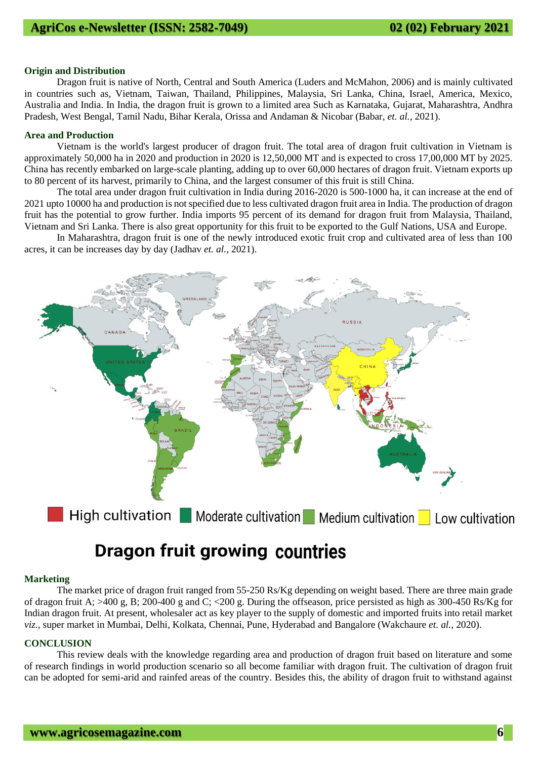## Origin and Distribution

Dragon fruit is native of North, Central and South America (Luders and McMahon, 2006) and is mainly cultivated in countries such as, Vietnam, Taiwan, Thailand, Philippines, Malaysia, Sri Lanka, China, Israel, America, Mexico, Australia and India. In India, the dragon fruit is grown to a limited area Such as Karnataka, Gujarat, Maharashtra, Andhra Pradesh, West Bengal, Tamil Nadu, Bihar Kerala, Orissa and Andaman & Nicobar (Babar, *et. al.,* 2021).

## Area and Production

Vietnam is the world's largest producer of dragon fruit. The total area of dragon fruit cultivation in Vietnam is approximately 50,000 ha in 2020 and production in 2020 is 12,50,000 MT and is expected to cross 17,00,000 MT by 2025. China has recently embarked on large-scale planting, adding up to over 60,000 hectares of dragon fruit. Vietnam exports up to 80 percent of its harvest, primarily to China, and the largest consumer of this fruit is still China.

The total area under dragon fruit cultivation in India during 2016-2020 is 500-1000 ha, it can increase at the end of 2021 upto 10000 ha and production is not specified due to less cultivated dragon fruit area in India. The production of dragon fruit has the potential to grow further. India imports 95 percent of its demand for dragon fruit from Malaysia, Thailand, Vietnam and Sri Lanka. There is also great opportunity for this fruit to be exported to the Gulf Nations, USA and Europe.

In Maharashtra, dragon fruit is one of the newly introduced exotic fruit crop and cultivated area of less than 100 acres, it can be increases day by day (Jadhav *et. al.,* 2021).

High cultivation Moderate cultivation Medium cultivation Low cultivation

**Dragon fruit growing countries**

## Marketing

The market price of dragon fruit ranged from 55-250 Rs/Kg depending on weight based. There are three main grade of dragon fruit A; >400 g, B; 200-400 g and C; <200 g. During the offseason, price persisted as high as 300-450 Rs/Kg for Indian dragon fruit. At present, wholesaler act as key player to the supply of domestic and imported fruits into retail market *viz.,* super market in Mumbai, Delhi, Kolkata, Chennai, Pune, Hyderabad and Bangalore (Wakchaure *et. al.,* 2020).

## CONCLUSION

This review deals with the knowledge regarding area and production of dragon fruit based on literature and some of research findings in world production scenario so all become familiar with dragon fruit. The cultivation of dragon fruit can be adopted for semi-arid and rainfed areas of the country. Besides this, the ability of dragon fruit to withstand against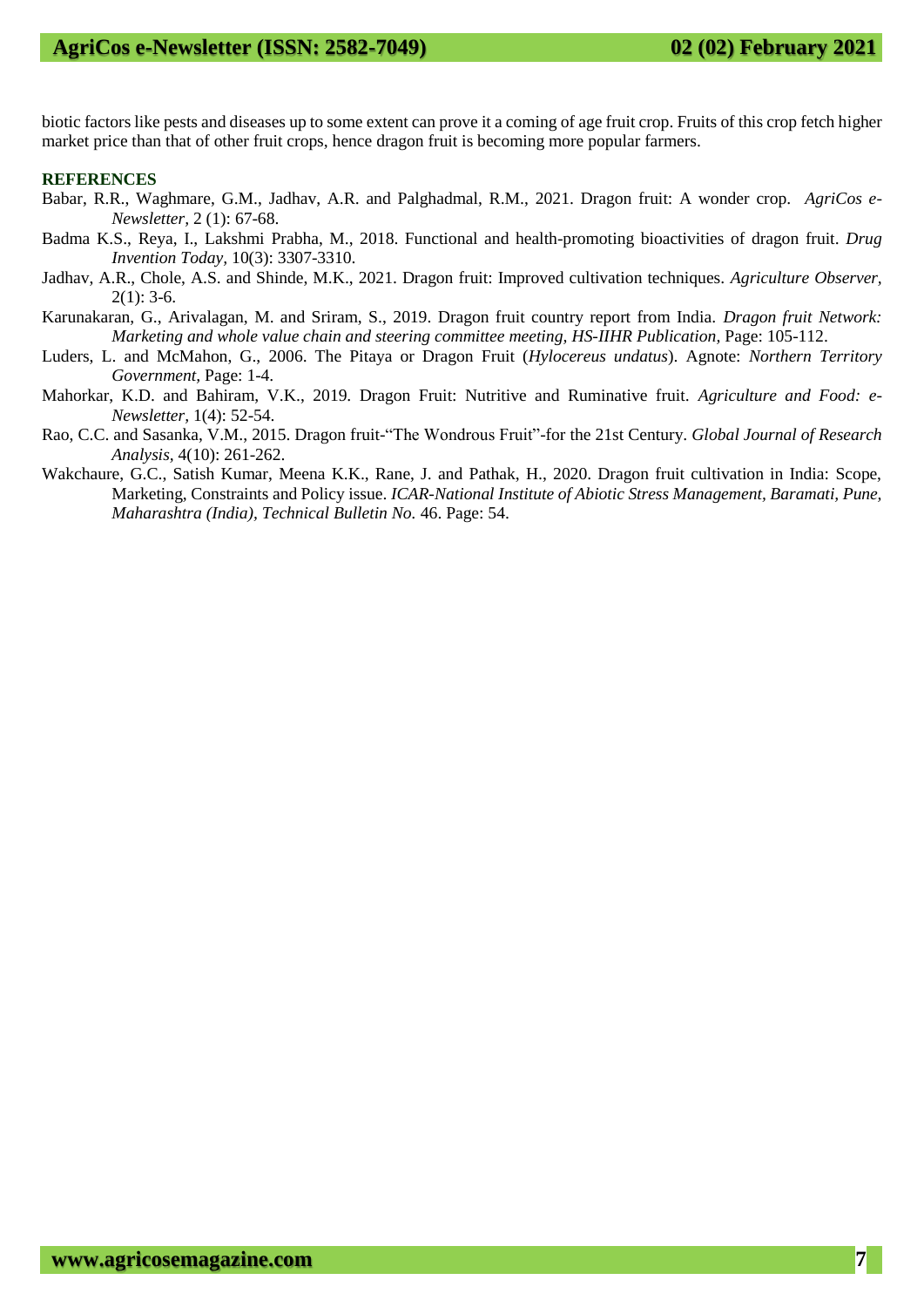biotic factors like pests and diseases up to some extent can prove it a coming of age fruit crop. Fruits of this crop fetch higher market price than that of other fruit crops, hence dragon fruit is becoming more popular farmers.

## REFERENCES

Babar, R.R., Waghmare, G.M., Jadhav, A.R. and Palghadmal, R.M., 2021. Dragon fruit: A wonder crop. *AgriCos e-Newsletter,* 2 (1): 67-68.

Badma K.S., Reya, I., Lakshmi Prabha, M., 2018. Functional and health-promoting bioactivities of dragon fruit. *Drug Invention Today,* 10(3): 3307-3310.

Jadhav, A.R., Chole, A.S. and Shinde, M.K., 2021. Dragon fruit: Improved cultivation techniques. *Agriculture Observer,* 2(1): 3-6.

Karunakaran, G., Arivalagan, M. and Sriram, S., 2019. Dragon fruit country report from India. *Dragon fruit Network: Marketing and whole value chain and steering committee meeting, HS-IIHR Publication,* Page: 105-112.

Luders, L. and McMahon, G., 2006. The Pitaya or Dragon Fruit (*Hylocereus undatus*). Agnote: *Northern Territory Government,* Page: 1-4.

Mahorkar, K.D. and Bahiram, V.K., 2019. Dragon Fruit: Nutritive and Ruminative fruit. *Agriculture and Food: e-Newsletter,* 1(4): 52-54.

Rao, C.C. and Sasanka, V.M., 2015. Dragon fruit-"The Wondrous Fruit"-for the 21st Century. *Global Journal of Research Analysis,* 4(10): 261-262.

Wakchaure, G.C., Satish Kumar, Meena K.K., Rane, J. and Pathak, H., 2020. Dragon fruit cultivation in India: Scope, Marketing, Constraints and Policy issue. *ICAR-National Institute of Abiotic Stress Management, Baramati, Pune, Maharashtra (India), Technical Bulletin No.* 46. Page: 54.